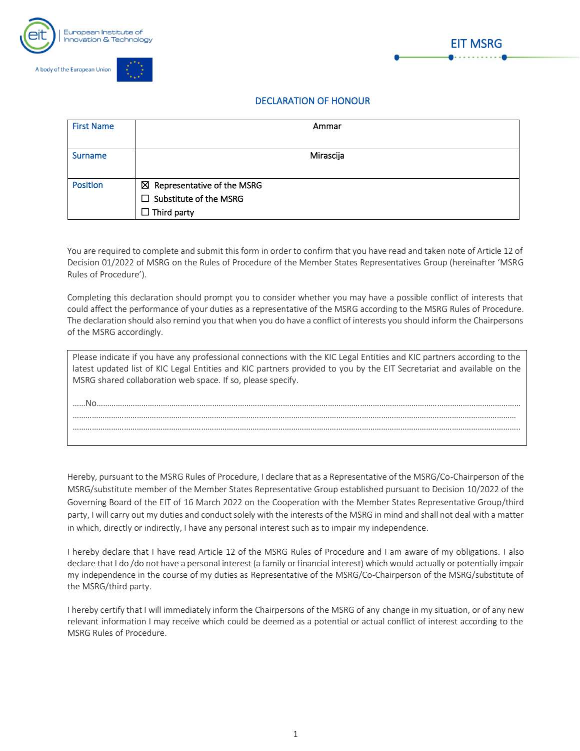European Institute of Innovation & Technology

A body of the European Union

EIT MSRG

## DECLARATION OF HONOUR

| First Name | Ammar |
|---|---|
| Surname | Mirascija |
| Position | ☒ Representative of the MSRG<br>☐ Substitute of the MSRG<br>☐ Third party |

You are required to complete and submit this form in order to confirm that you have read and taken note of Article 12 of Decision 01/2022 of MSRG on the Rules of Procedure of the Member States Representatives Group (hereinafter 'MSRG Rules of Procedure').

Completing this declaration should prompt you to consider whether you may have a possible conflict of interests that could affect the performance of your duties as a representative of the MSRG according to the MSRG Rules of Procedure. The declaration should also remind you that when you do have a conflict of interests you should inform the Chairpersons of the MSRG accordingly.

| Please indicate if you have any professional connections with the KIC Legal Entities and KIC partners according to the latest updated list of KIC Legal Entities and KIC partners provided to you by the EIT Secretariat and available on the MSRG shared collaboration web space. If so, please specify.<br><br>……No………………………………………………………………………………………………………………<br>……………………………………………………………………………………………………………………<br>…………………………………………………………………………………………………………………… |
|---|

Hereby, pursuant to the MSRG Rules of Procedure, I declare that as a Representative of the MSRG/Co-Chairperson of the MSRG/substitute member of the Member States Representative Group established pursuant to Decision 10/2022 of the Governing Board of the EIT of 16 March 2022 on the Cooperation with the Member States Representative Group/third party, I will carry out my duties and conduct solely with the interests of the MSRG in mind and shall not deal with a matter in which, directly or indirectly, I have any personal interest such as to impair my independence.

I hereby declare that I have read Article 12 of the MSRG Rules of Procedure and I am aware of my obligations. I also declare that I do /do not have a personal interest (a family or financial interest) which would actually or potentially impair my independence in the course of my duties as Representative of the MSRG/Co-Chairperson of the MSRG/substitute of the MSRG/third party.

I hereby certify that I will immediately inform the Chairpersons of the MSRG of any change in my situation, or of any new relevant information I may receive which could be deemed as a potential or actual conflict of interest according to the MSRG Rules of Procedure.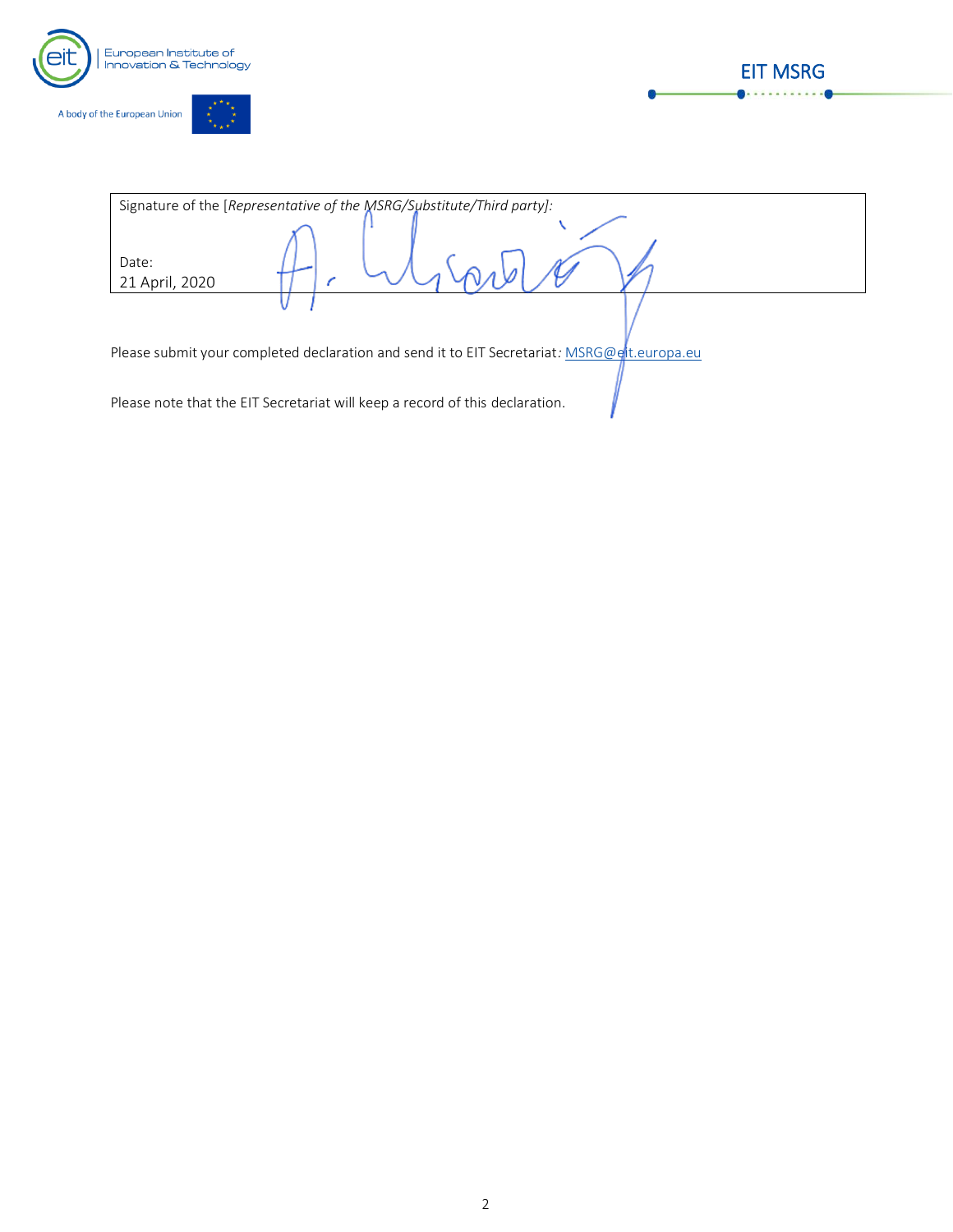| Signature of the [*Representative of the MSRG/Substitute/Third party]:* |
|---|
| Date: 21 April, 2020 |

Please submit your completed declaration and send it to EIT Secretariat*:* [MSRG@eit.europa.eu](mailto:MSRG@eit.europa.eu)

Please note that the EIT Secretariat will keep a record of this declaration.